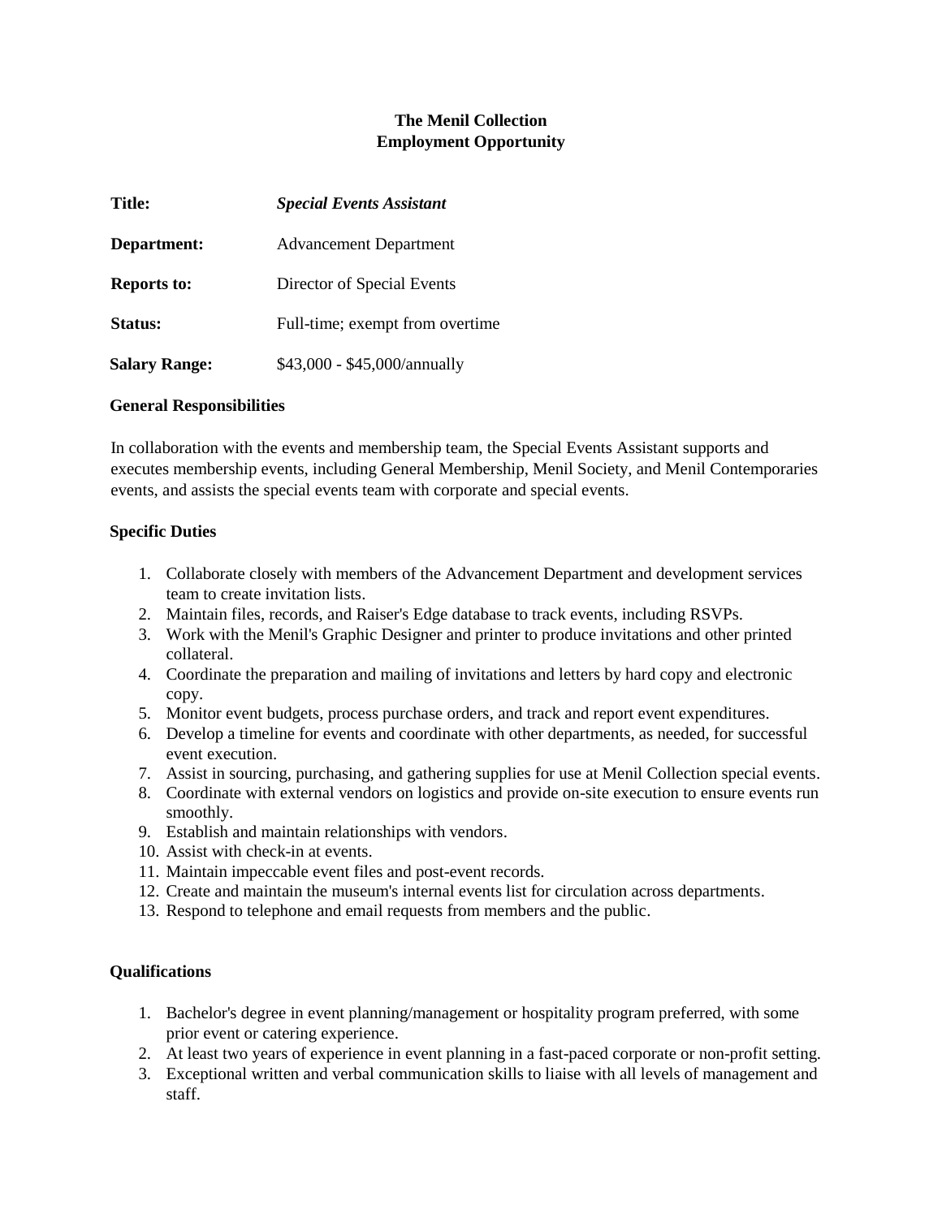**The Menil Collection**
**Employment Opportunity**

| | |
|---|---|
| **Title:** | ***Special Events Assistant*** |
| **Department:** | Advancement Department |
| **Reports to:** | Director of Special Events |
| **Status:** | Full-time; exempt from overtime |
| **Salary Range:** | $43,000 - $45,000/annually |

**General Responsibilities**

In collaboration with the events and membership team, the Special Events Assistant supports and executes membership events, including General Membership, Menil Society, and Menil Contemporaries events, and assists the special events team with corporate and special events.

**Specific Duties**

1. Collaborate closely with members of the Advancement Department and development services team to create invitation lists.
2. Maintain files, records, and Raiser's Edge database to track events, including RSVPs.
3. Work with the Menil's Graphic Designer and printer to produce invitations and other printed collateral.
4. Coordinate the preparation and mailing of invitations and letters by hard copy and electronic copy.
5. Monitor event budgets, process purchase orders, and track and report event expenditures.
6. Develop a timeline for events and coordinate with other departments, as needed, for successful event execution.
7. Assist in sourcing, purchasing, and gathering supplies for use at Menil Collection special events.
8. Coordinate with external vendors on logistics and provide on-site execution to ensure events run smoothly.
9. Establish and maintain relationships with vendors.
10. Assist with check-in at events.
11. Maintain impeccable event files and post-event records.
12. Create and maintain the museum's internal events list for circulation across departments.
13. Respond to telephone and email requests from members and the public.

**Qualifications**

1. Bachelor's degree in event planning/management or hospitality program preferred, with some prior event or catering experience.
2. At least two years of experience in event planning in a fast-paced corporate or non-profit setting.
3. Exceptional written and verbal communication skills to liaise with all levels of management and staff.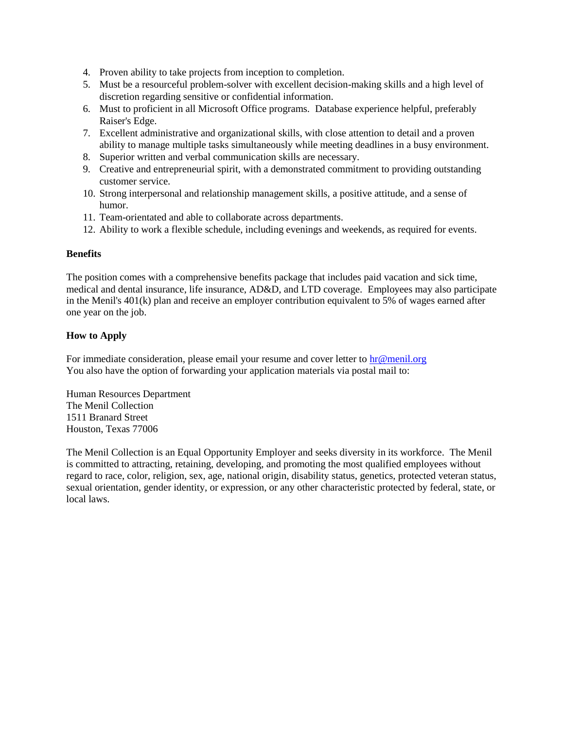4. Proven ability to take projects from inception to completion.
5. Must be a resourceful problem-solver with excellent decision-making skills and a high level of discretion regarding sensitive or confidential information.
6. Must to proficient in all Microsoft Office programs. Database experience helpful, preferably Raiser's Edge.
7. Excellent administrative and organizational skills, with close attention to detail and a proven ability to manage multiple tasks simultaneously while meeting deadlines in a busy environment.
8. Superior written and verbal communication skills are necessary.
9. Creative and entrepreneurial spirit, with a demonstrated commitment to providing outstanding customer service.
10. Strong interpersonal and relationship management skills, a positive attitude, and a sense of humor.
11. Team-orientated and able to collaborate across departments.
12. Ability to work a flexible schedule, including evenings and weekends, as required for events.

**Benefits**

The position comes with a comprehensive benefits package that includes paid vacation and sick time, medical and dental insurance, life insurance, AD&D, and LTD coverage. Employees may also participate in the Menil's 401(k) plan and receive an employer contribution equivalent to 5% of wages earned after one year on the job.

**How to Apply**

For immediate consideration, please email your resume and cover letter to [hr@menil.org](mailto:hr@menil.org)
You also have the option of forwarding your application materials via postal mail to:

Human Resources Department
The Menil Collection
1511 Branard Street
Houston, Texas 77006

The Menil Collection is an Equal Opportunity Employer and seeks diversity in its workforce. The Menil is committed to attracting, retaining, developing, and promoting the most qualified employees without regard to race, color, religion, sex, age, national origin, disability status, genetics, protected veteran status, sexual orientation, gender identity, or expression, or any other characteristic protected by federal, state, or local laws.